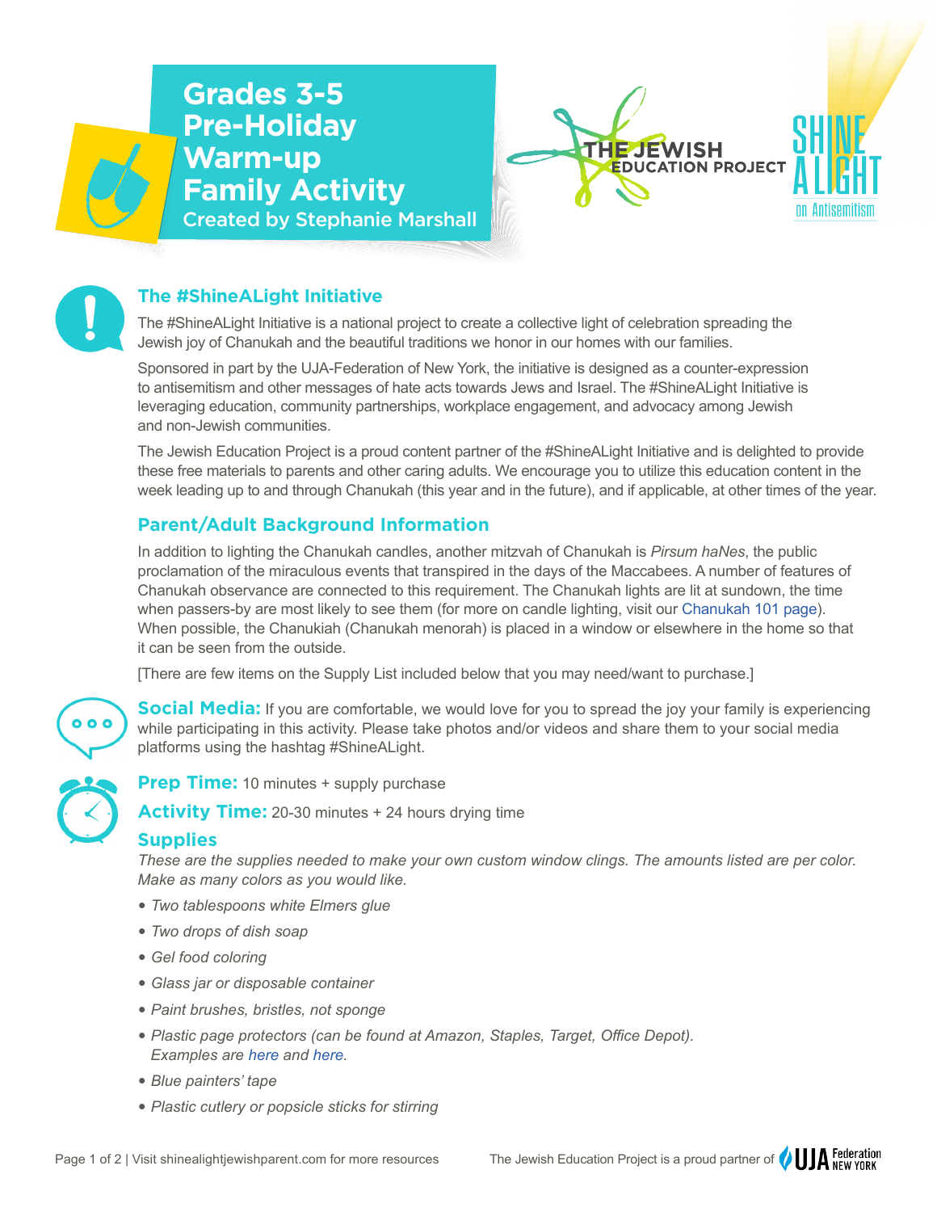# Grades 3-5 Pre-Holiday Warm-up Family Activity

Created by Stephanie Marshall

THE JEWISH EDUCATION PROJECT

SHINE A LIGHT on Antisemitism

## The #ShineALight Initiative

The #ShineALight Initiative is a national project to create a collective light of celebration spreading the Jewish joy of Chanukah and the beautiful traditions we honor in our homes with our families.

Sponsored in part by the UJA-Federation of New York, the initiative is designed as a counter-expression to antisemitism and other messages of hate acts towards Jews and Israel. The #ShineALight Initiative is leveraging education, community partnerships, workplace engagement, and advocacy among Jewish and non-Jewish communities.

The Jewish Education Project is a proud content partner of the #ShineALight Initiative and is delighted to provide these free materials to parents and other caring adults. We encourage you to utilize this education content in the week leading up to and through Chanukah (this year and in the future), and if applicable, at other times of the year.

## Parent/Adult Background Information

In addition to lighting the Chanukah candles, another mitzvah of Chanukah is *Pirsum haNes*, the public proclamation of the miraculous events that transpired in the days of the Maccabees. A number of features of Chanukah observance are connected to this requirement. The Chanukah lights are lit at sundown, the time when passers-by are most likely to see them (for more on candle lighting, visit our Chanukah 101 page). When possible, the Chanukiah (Chanukah menorah) is placed in a window or elsewhere in the home so that it can be seen from the outside.

[There are few items on the Supply List included below that you may need/want to purchase.]

**Social Media:** If you are comfortable, we would love for you to spread the joy your family is experiencing while participating in this activity. Please take photos and/or videos and share them to your social media platforms using the hashtag #ShineALight.

**Prep Time:** 10 minutes + supply purchase

**Activity Time:** 20-30 minutes + 24 hours drying time

## Supplies

*These are the supplies needed to make your own custom window clings. The amounts listed are per color. Make as many colors as you would like.*

- *Two tablespoons white Elmers glue*
- *Two drops of dish soap*
- *Gel food coloring*
- *Glass jar or disposable container*
- *Paint brushes, bristles, not sponge*
- *Plastic page protectors (can be found at Amazon, Staples, Target, Office Depot). Examples are here and here.*
- *Blue painters' tape*
- *Plastic cutlery or popsicle sticks for stirring*

Visit shinealightjewishparent.com for more resources

The Jewish Education Project is a proud partner of UJA Federation New York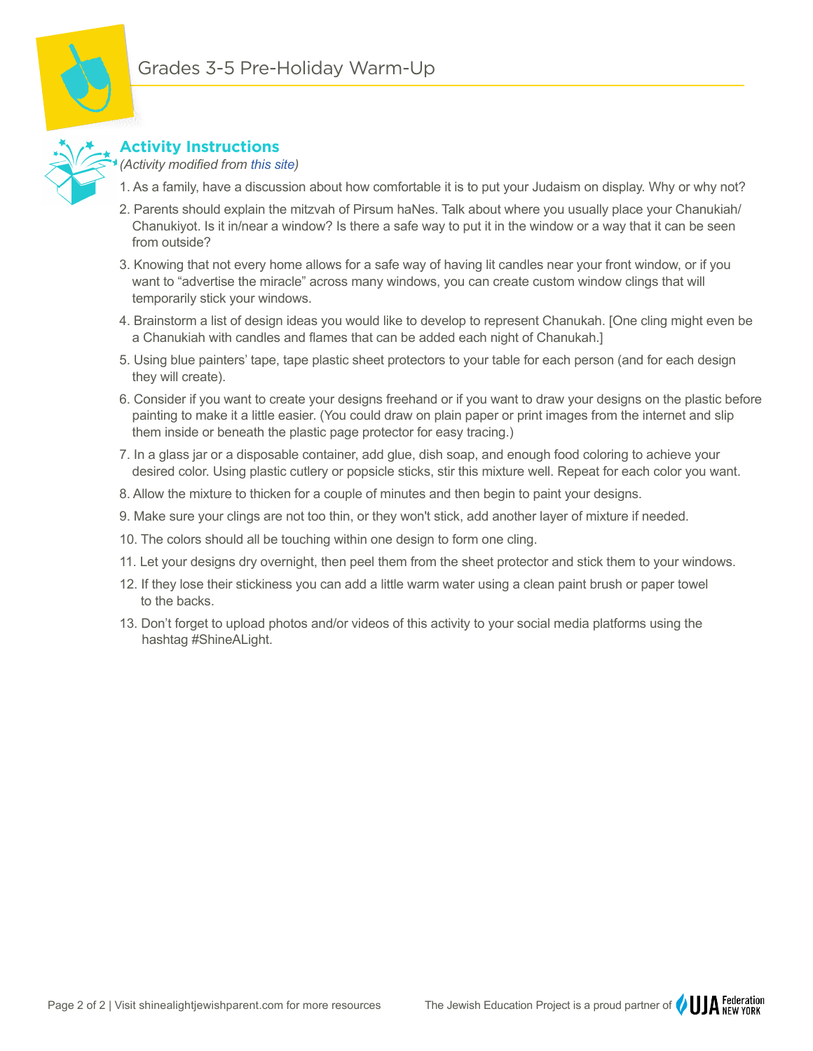Grades 3-5 Pre-Holiday Warm-Up

## Activity Instructions

*(Activity modified from this site)*

1. As a family, have a discussion about how comfortable it is to put your Judaism on display. Why or why not?
2. Parents should explain the mitzvah of Pirsum haNes. Talk about where you usually place your Chanukiah/ Chanukiyot. Is it in/near a window? Is there a safe way to put it in the window or a way that it can be seen from outside?
3. Knowing that not every home allows for a safe way of having lit candles near your front window, or if you want to "advertise the miracle" across many windows, you can create custom window clings that will temporarily stick your windows.
4. Brainstorm a list of design ideas you would like to develop to represent Chanukah. [One cling might even be a Chanukiah with candles and flames that can be added each night of Chanukah.]
5. Using blue painters' tape, tape plastic sheet protectors to your table for each person (and for each design they will create).
6. Consider if you want to create your designs freehand or if you want to draw your designs on the plastic before painting to make it a little easier. (You could draw on plain paper or print images from the internet and slip them inside or beneath the plastic page protector for easy tracing.)
7. In a glass jar or a disposable container, add glue, dish soap, and enough food coloring to achieve your desired color. Using plastic cutlery or popsicle sticks, stir this mixture well. Repeat for each color you want.
8. Allow the mixture to thicken for a couple of minutes and then begin to paint your designs.
9. Make sure your clings are not too thin, or they won't stick, add another layer of mixture if needed.
10. The colors should all be touching within one design to form one cling.
11. Let your designs dry overnight, then peel them from the sheet protector and stick them to your windows.
12. If they lose their stickiness you can add a little warm water using a clean paint brush or paper towel to the backs.
13. Don't forget to upload photos and/or videos of this activity to your social media platforms using the hashtag #ShineALight.

Visit shinealightjewishparent.com for more resources

The Jewish Education Project is a proud partner of UJA Federation New York